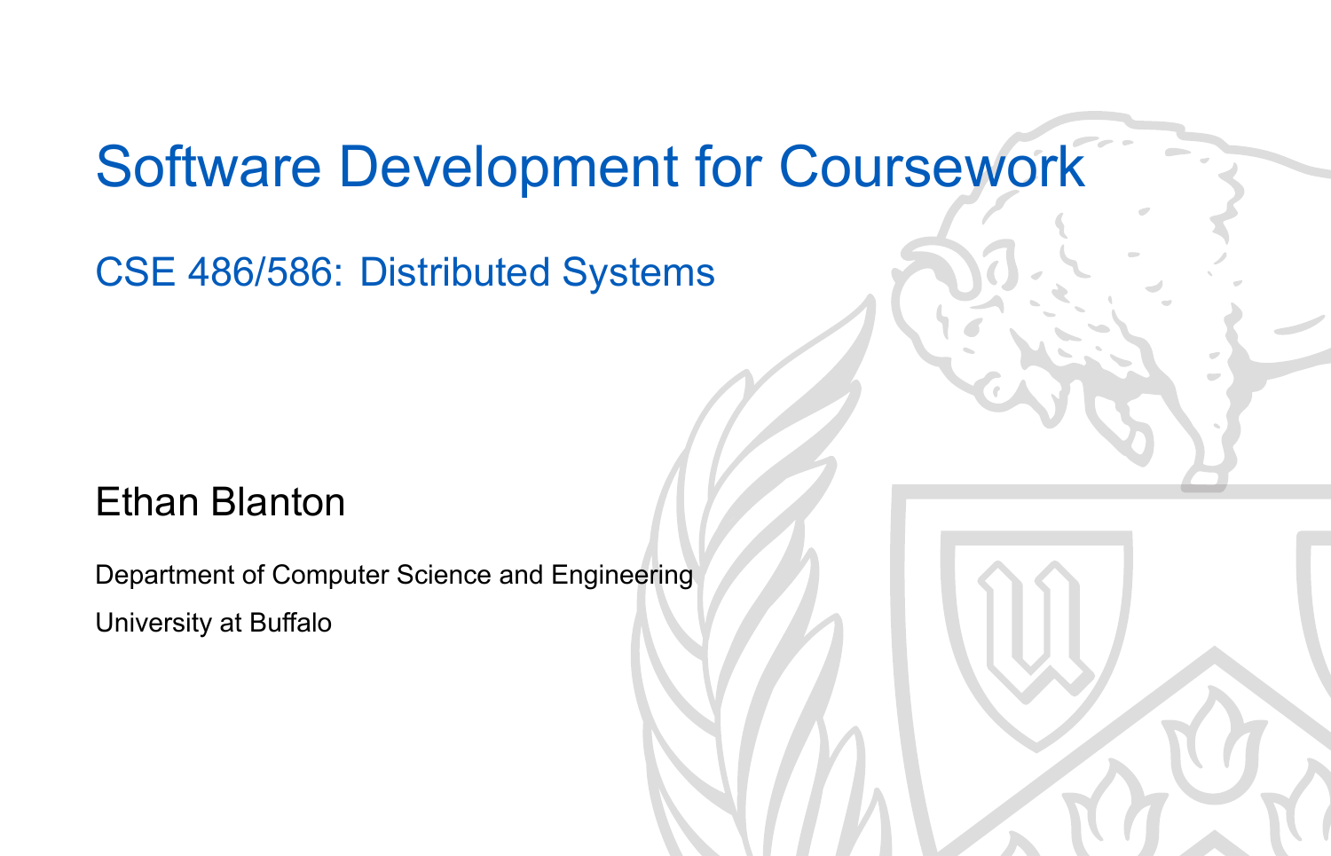# Software Development for Coursework

## CSE 486/586: Distributed Systems

Ethan Blanton

Department of Computer Science and Engineering

University at Buffalo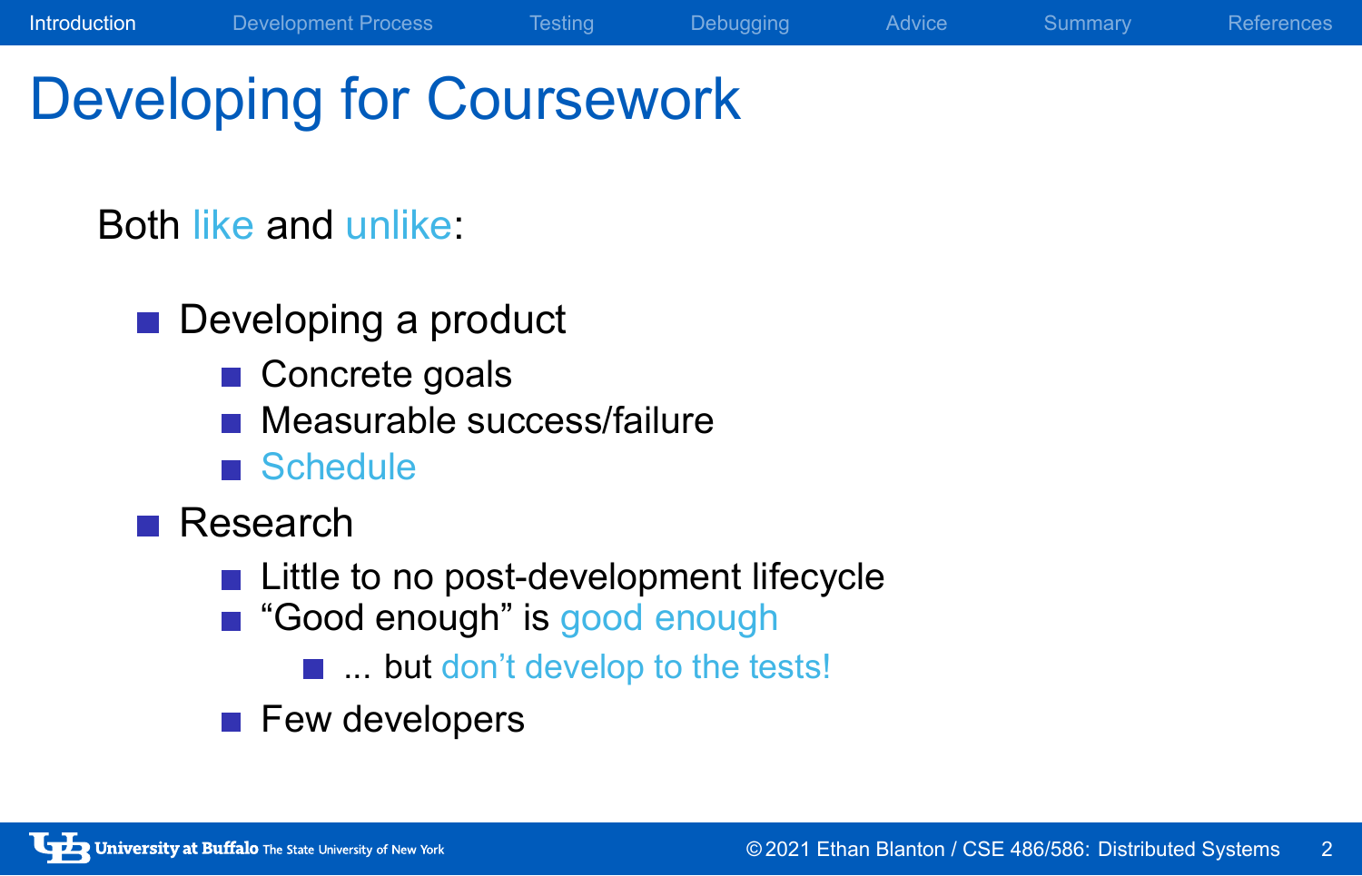# Developing for Coursework

Both like and unlike:

- Developing a product
  - Concrete goals
  - Measurable success/failure
  - Schedule
- Research
  - Little to no post-development lifecycle
  - “Good enough” is good enough
    - ... but don’t develop to the tests!
  - Few developers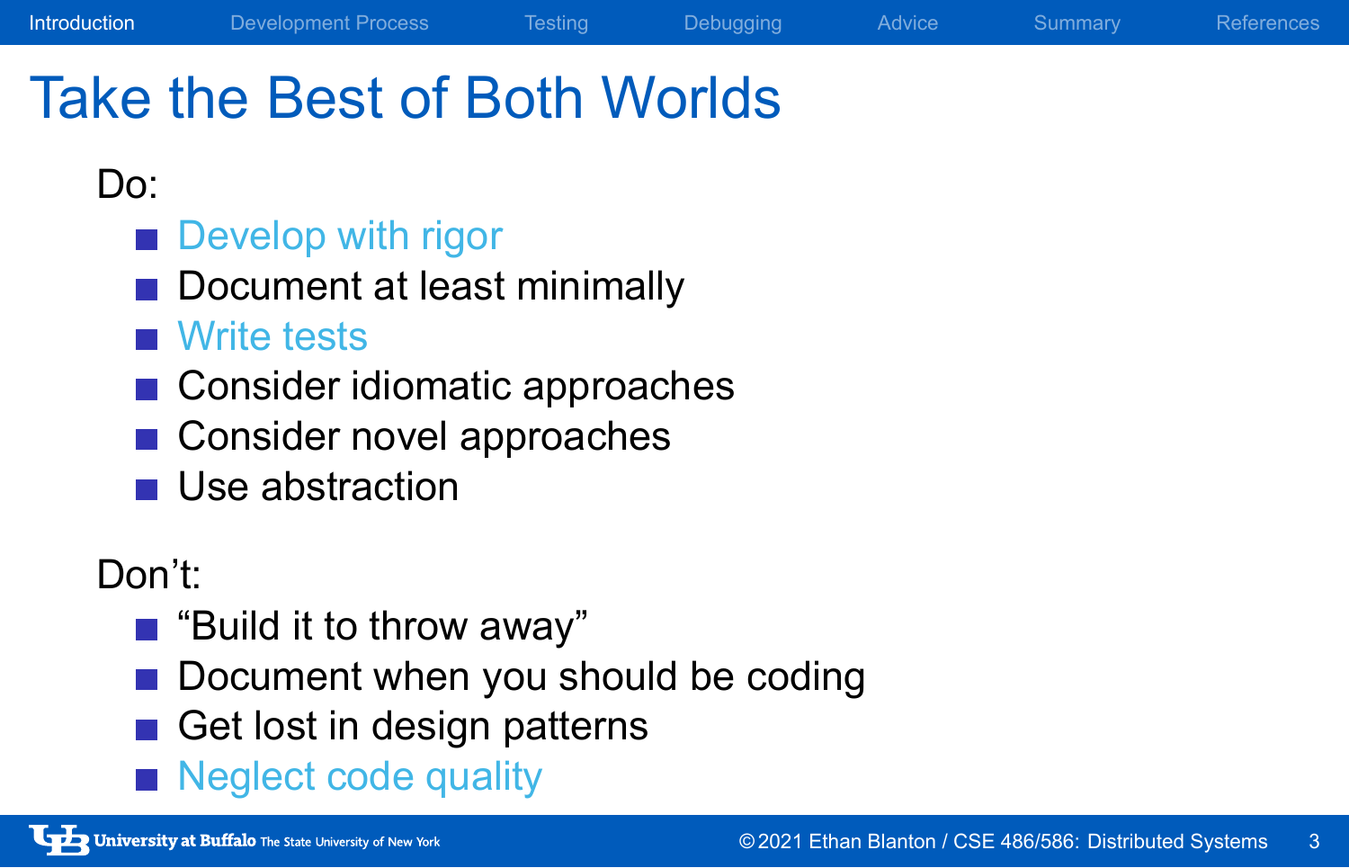# Take the Best of Both Worlds

Do:

- Develop with rigor
- Document at least minimally
- Write tests
- Consider idiomatic approaches
- Consider novel approaches
- Use abstraction

Don't:

- "Build it to throw away"
- Document when you should be coding
- Get lost in design patterns
- Neglect code quality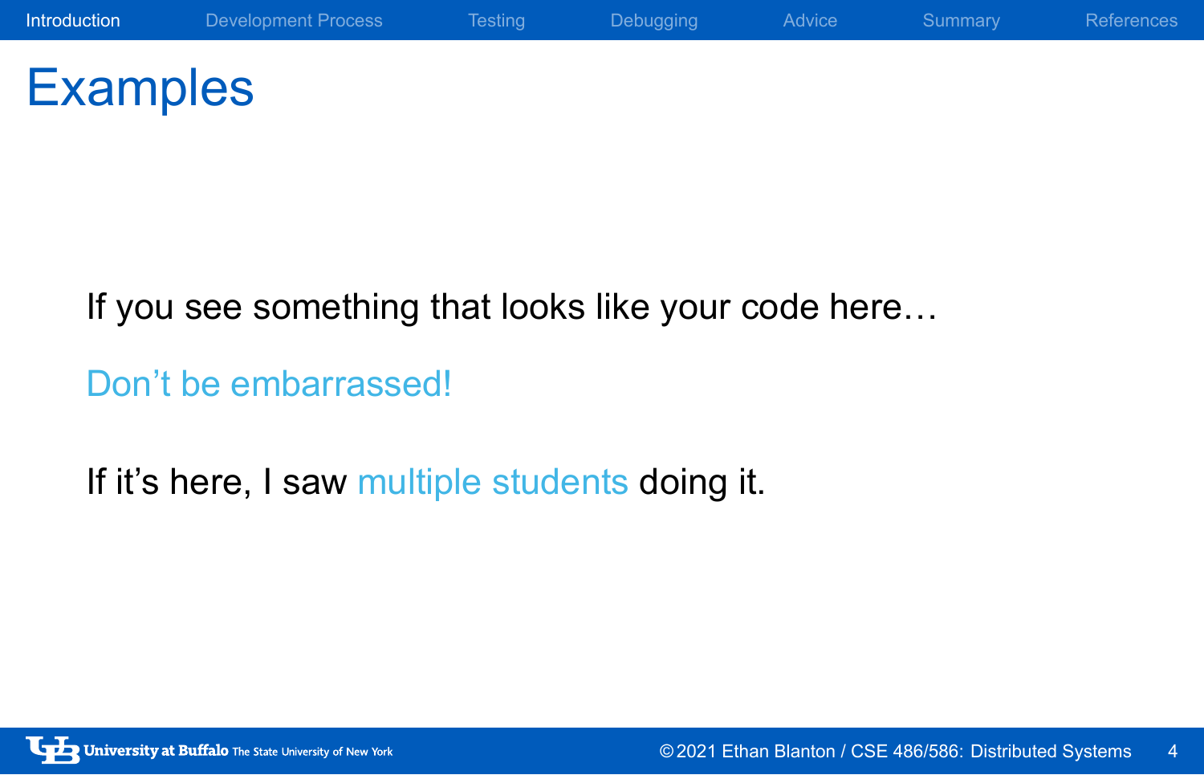# Examples

If you see something that looks like your code here…

Don't be embarrassed!

If it's here, I saw multiple students doing it.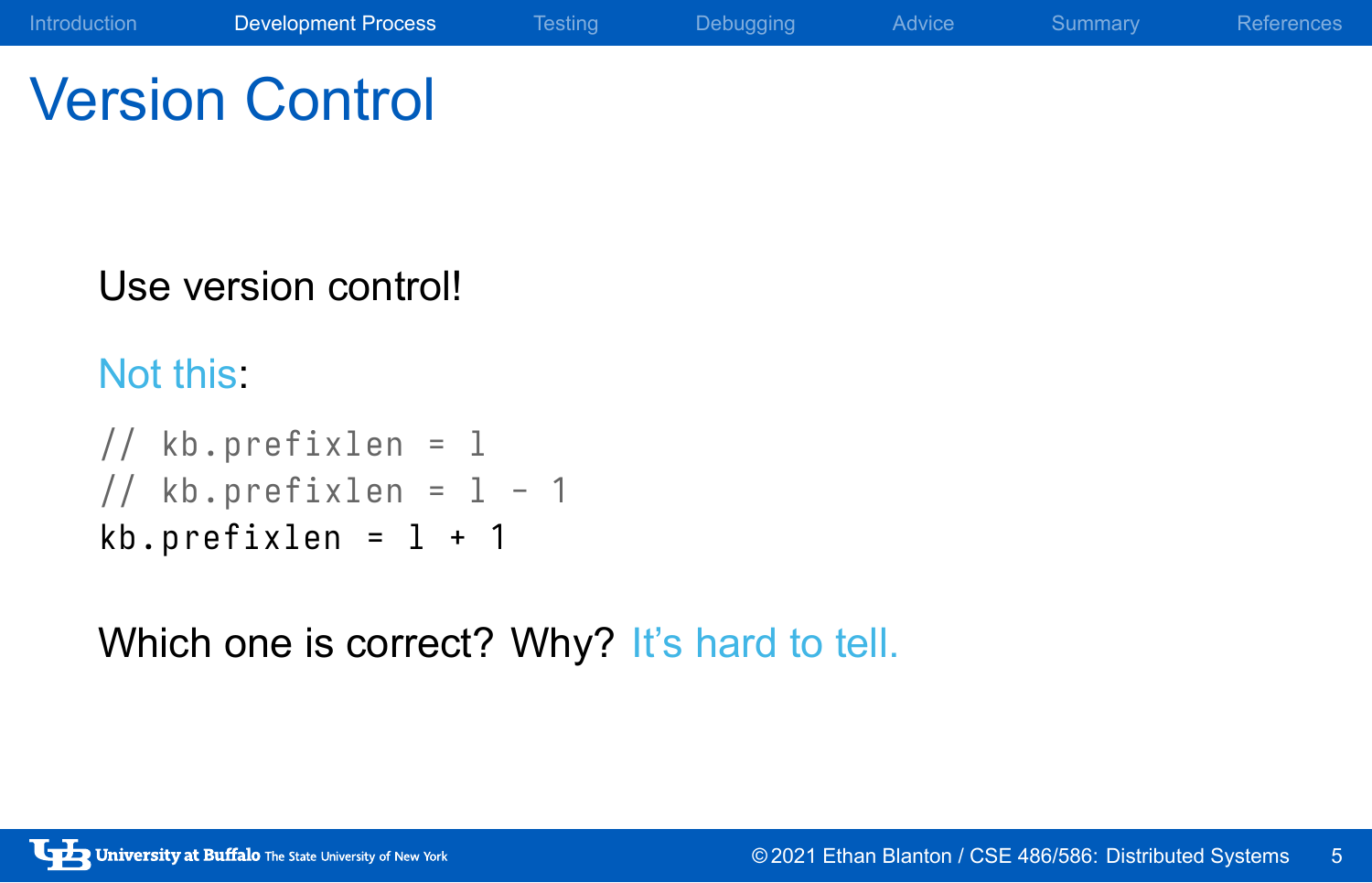# Version Control

Use version control!

Not this:

```
// kb.prefixlen = l
// kb.prefixlen = l - 1
kb.prefixlen = l + 1
```

Which one is correct? Why? It's hard to tell.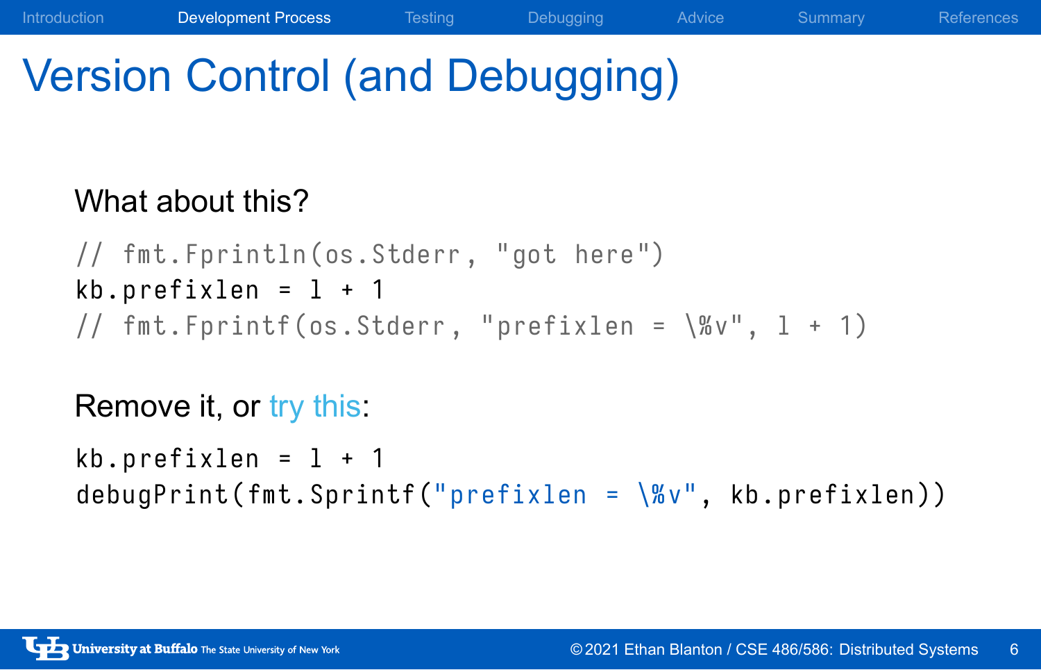# Version Control (and Debugging)

What about this?

```
// fmt.Fprintln(os.Stderr, "got here")
kb.prefixlen = l + 1
// fmt.Fprintf(os.Stderr, "prefixlen = \%v", l + 1)
```

Remove it, or try this:

```
kb.prefixlen = l + 1
debugPrint(fmt.Sprintf("prefixlen = \%v", kb.prefixlen))
```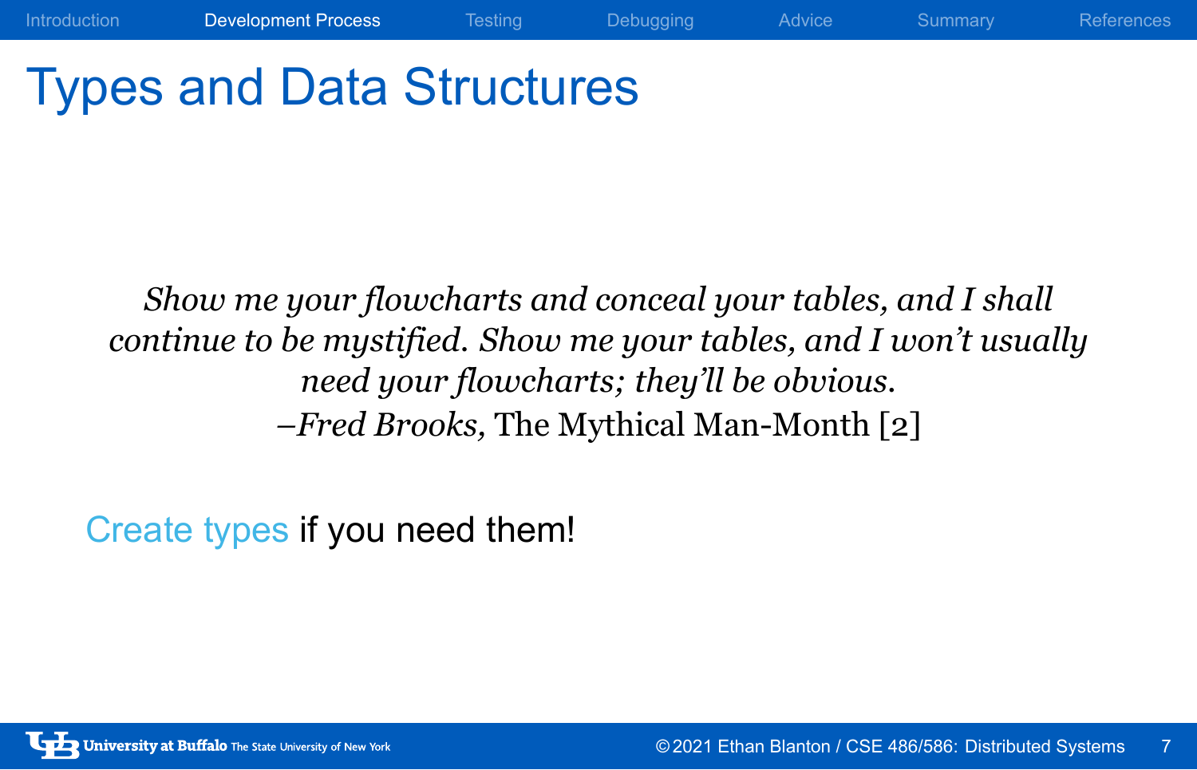# Types and Data Structures

> *Show me your flowcharts and conceal your tables, and I shall continue to be mystified. Show me your tables, and I won't usually need your flowcharts; they'll be obvious.*
> –*Fred Brooks,* The Mythical Man-Month [2]

Create types if you need them!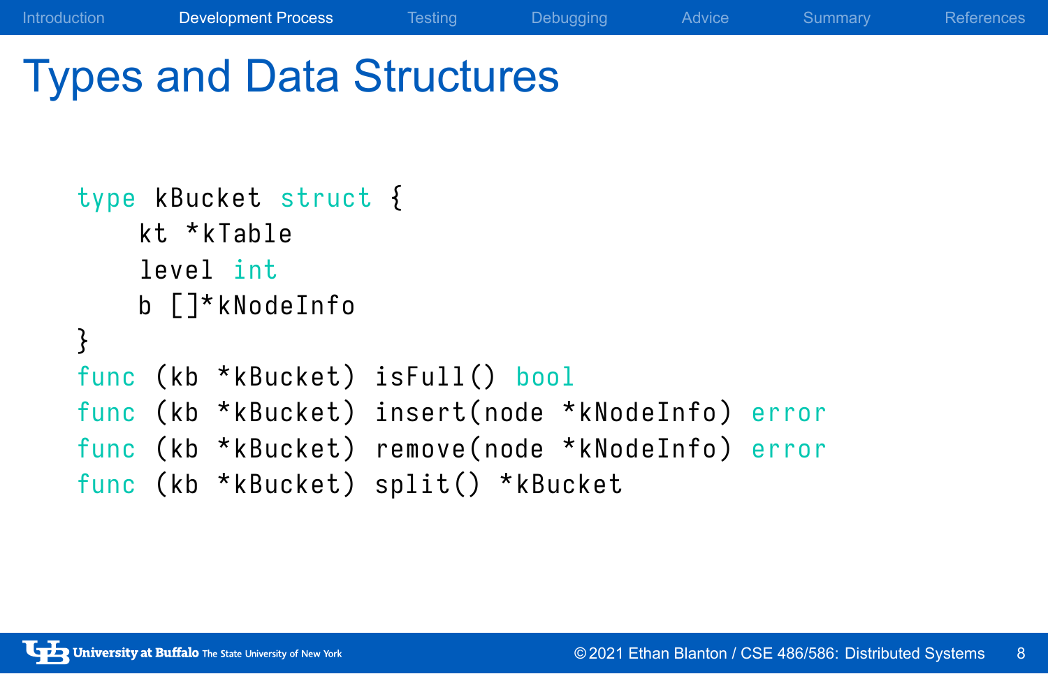# Types and Data Structures

```go
type kBucket struct {
    kt *kTable
    level int
    b []*kNodeInfo
}
func (kb *kBucket) isFull() bool
func (kb *kBucket) insert(node *kNodeInfo) error
func (kb *kBucket) remove(node *kNodeInfo) error
func (kb *kBucket) split() *kBucket
```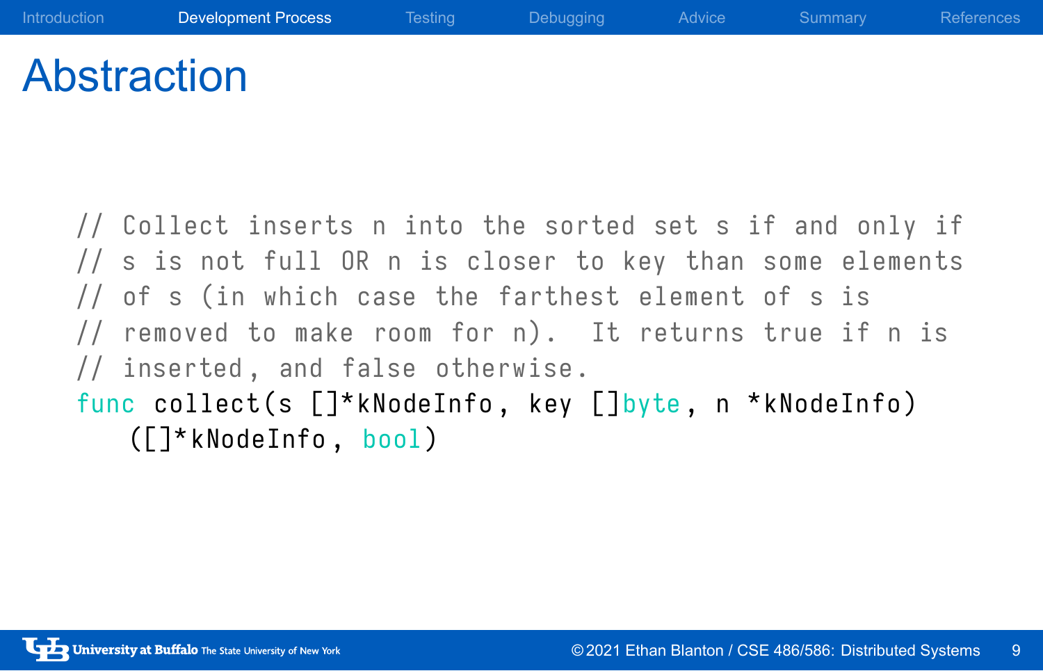# Abstraction

```go
// Collect inserts n into the sorted set s if and only if
// s is not full OR n is closer to key than some elements
// of s (in which case the farthest element of s is
// removed to make room for n).  It returns true if n is
// inserted, and false otherwise.
func collect(s []*kNodeInfo, key []byte, n *kNodeInfo)
    ([]*kNodeInfo, bool)
```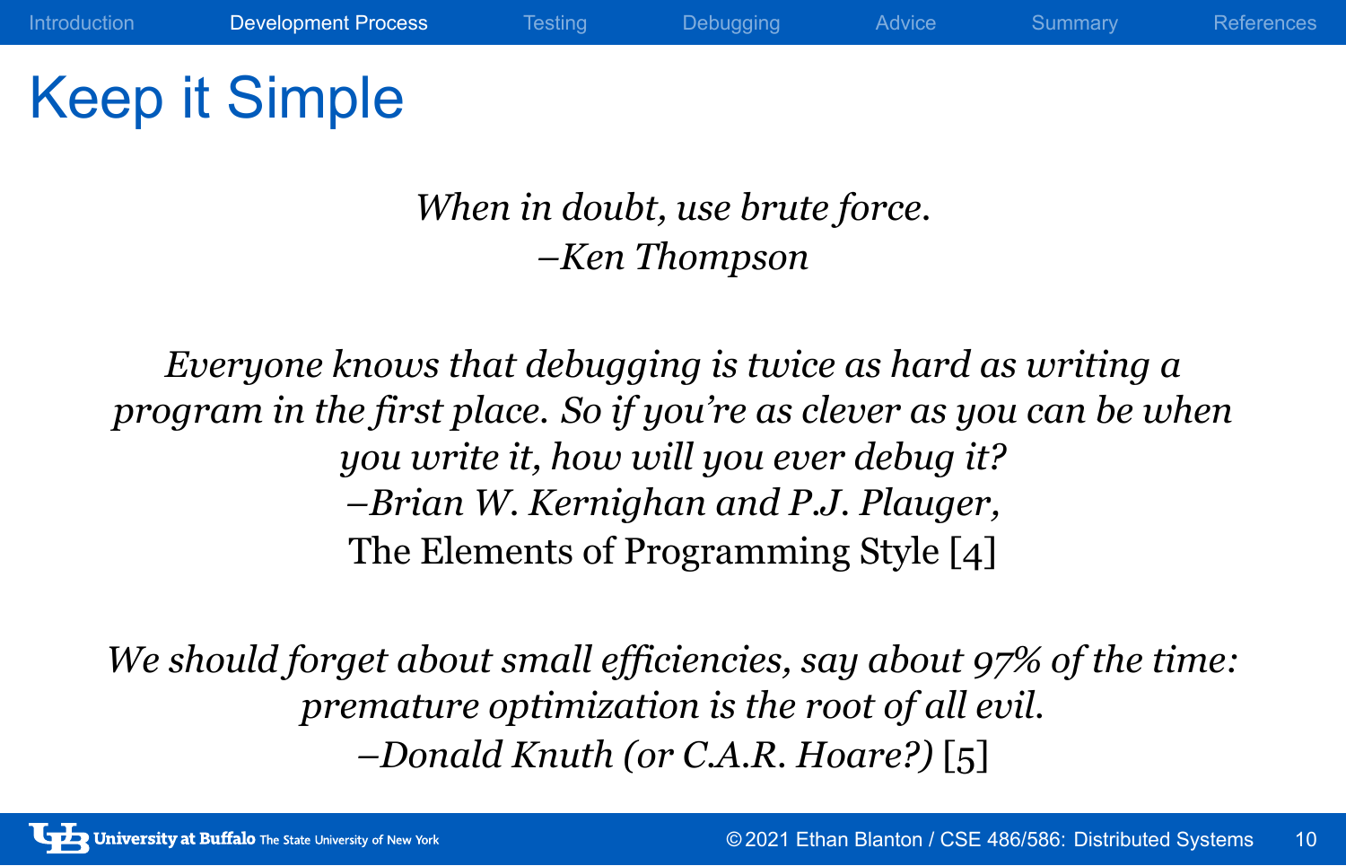# Keep it Simple

*When in doubt, use brute force.*
*–Ken Thompson*

*Everyone knows that debugging is twice as hard as writing a program in the first place. So if you're as clever as you can be when you write it, how will you ever debug it?*
*–Brian W. Kernighan and P.J. Plauger,*
The Elements of Programming Style [4]

*We should forget about small efficiencies, say about 97% of the time: premature optimization is the root of all evil.*
*–Donald Knuth (or C.A.R. Hoare?)* [5]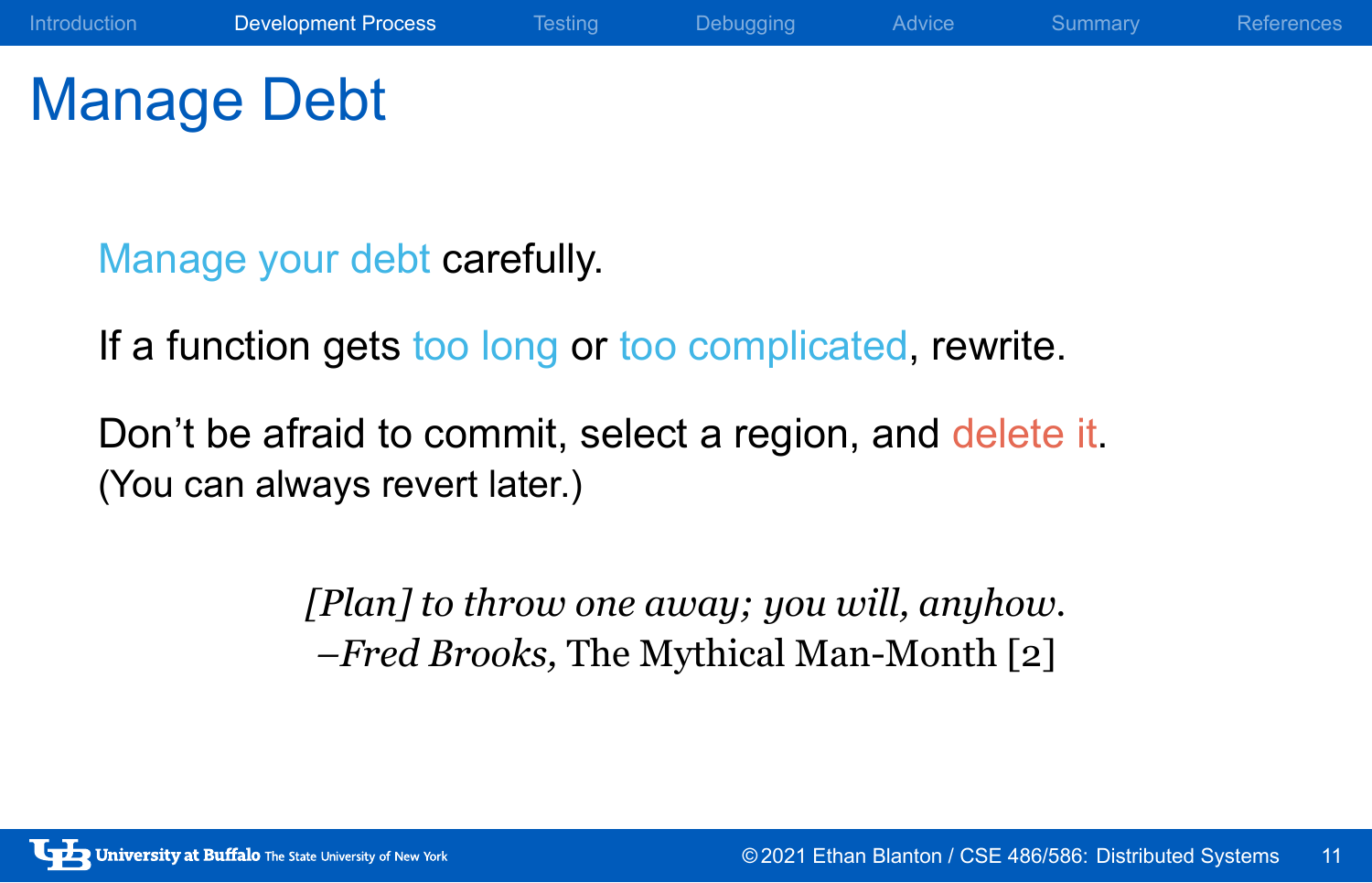# Manage Debt

Manage your debt carefully.

If a function gets too long or too complicated, rewrite.

Don't be afraid to commit, select a region, and delete it.
(You can always revert later.)

> *[Plan] to throw one away; you will, anyhow.*
> *–Fred Brooks,* The Mythical Man-Month [2]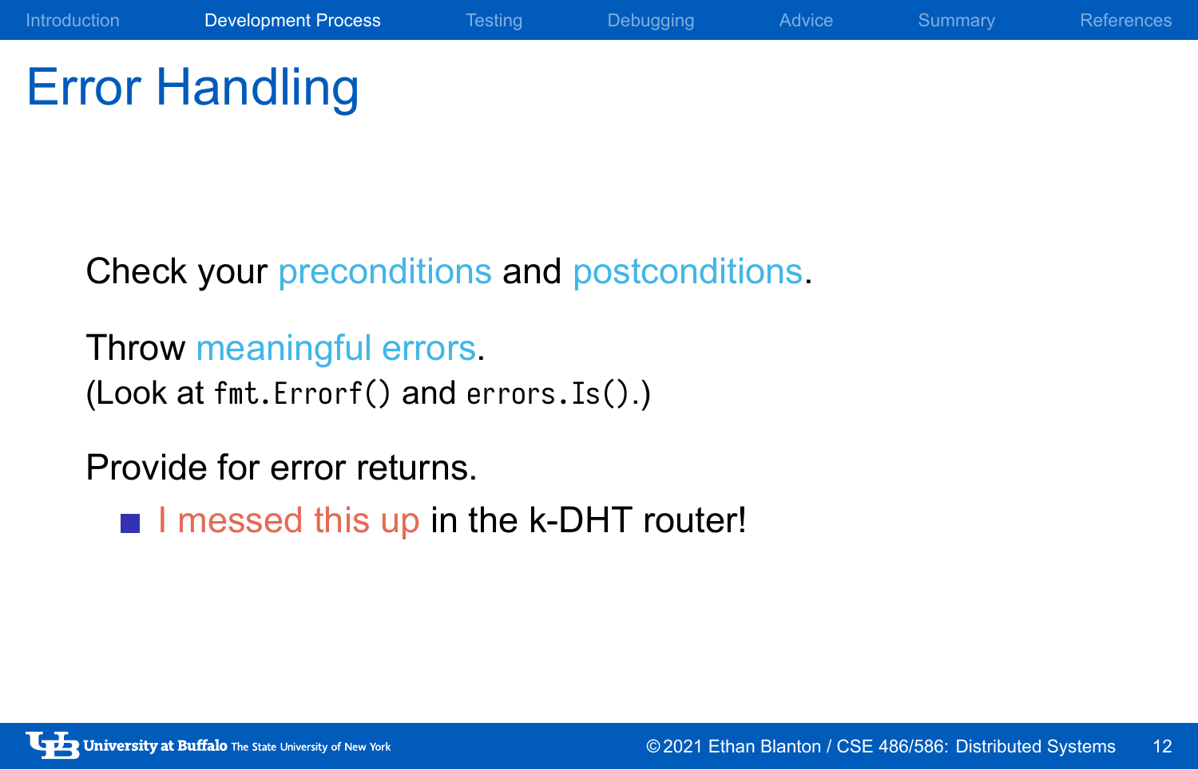# Error Handling

Check your preconditions and postconditions.

Throw meaningful errors.
(Look at `fmt.Errorf()` and `errors.Is()`.)

Provide for error returns.

- I messed this up in the k-DHT router!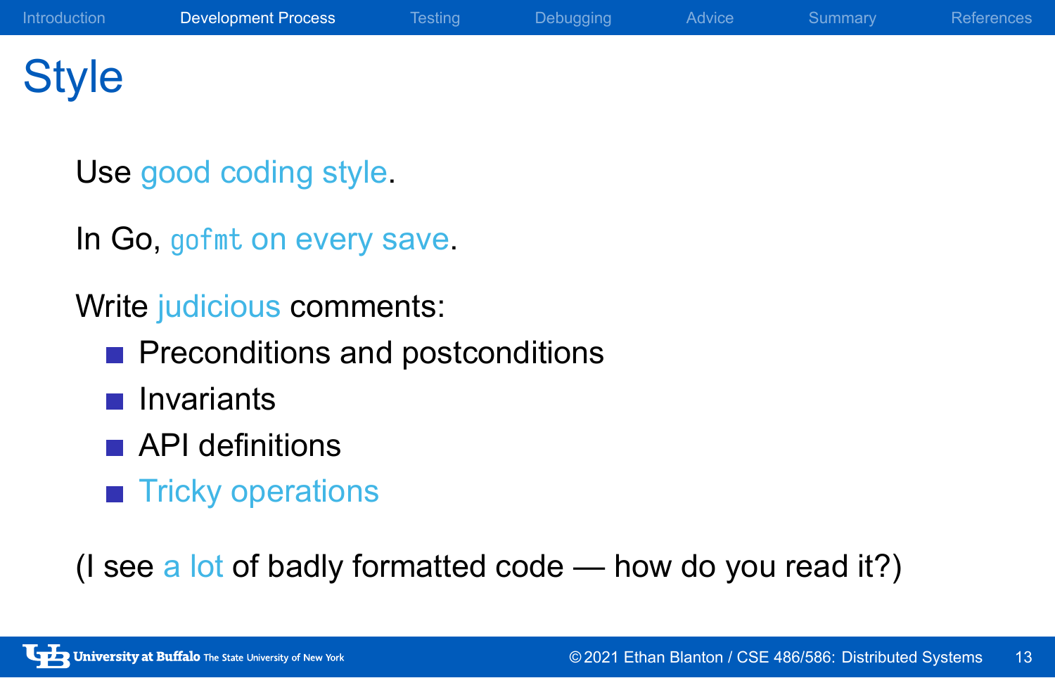# Style

Use good coding style.

In Go, `gofmt` on every save.

Write judicious comments:

- Preconditions and postconditions
- Invariants
- API definitions
- Tricky operations

(I see a lot of badly formatted code — how do you read it?)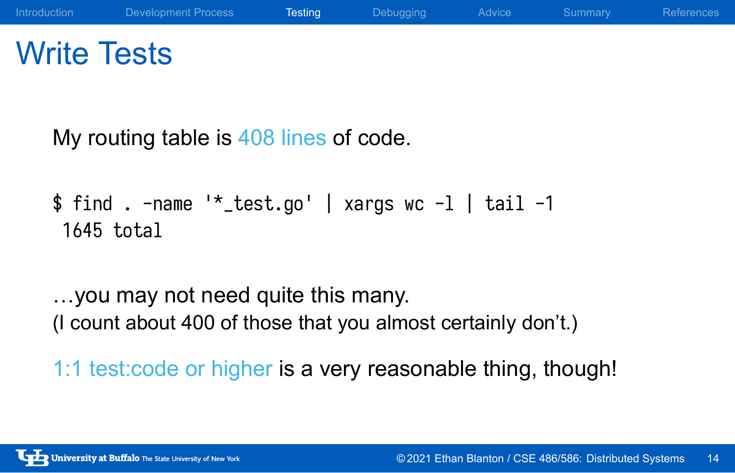# Write Tests

My routing table is 408 lines of code.

```
$ find . -name '*_test.go' | xargs wc -l | tail -1
 1645 total
```

…you may not need quite this many.
(I count about 400 of those that you almost certainly don't.)

1:1 test:code or higher is a very reasonable thing, though!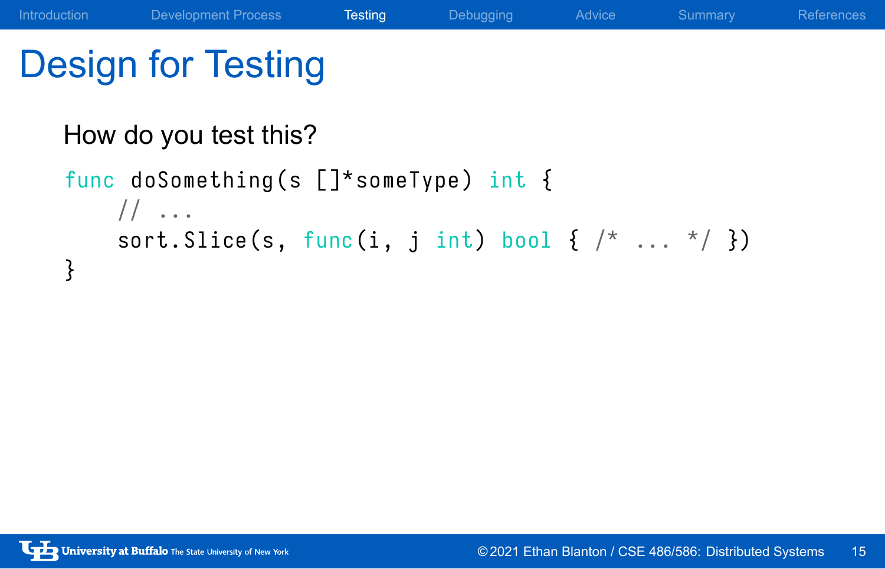# Design for Testing

How do you test this?

```
func doSomething(s []*someType) int {
    // ...
    sort.Slice(s, func(i, j int) bool { /* ... */ })
}
```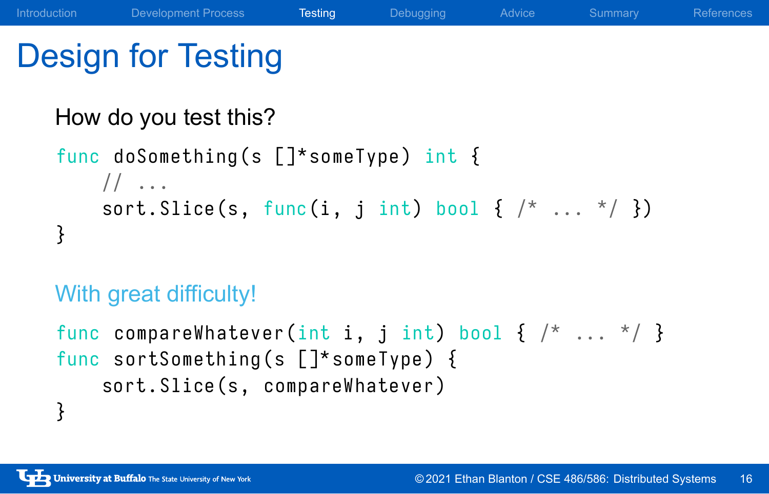# Design for Testing

How do you test this?

```
func doSomething(s []*someType) int {
    // ...
    sort.Slice(s, func(i, j int) bool { /* ... */ })
}
```

With great difficulty!

```
func compareWhatever(int i, j int) bool { /* ... */ }
func sortSomething(s []*someType) {
    sort.Slice(s, compareWhatever)
}
```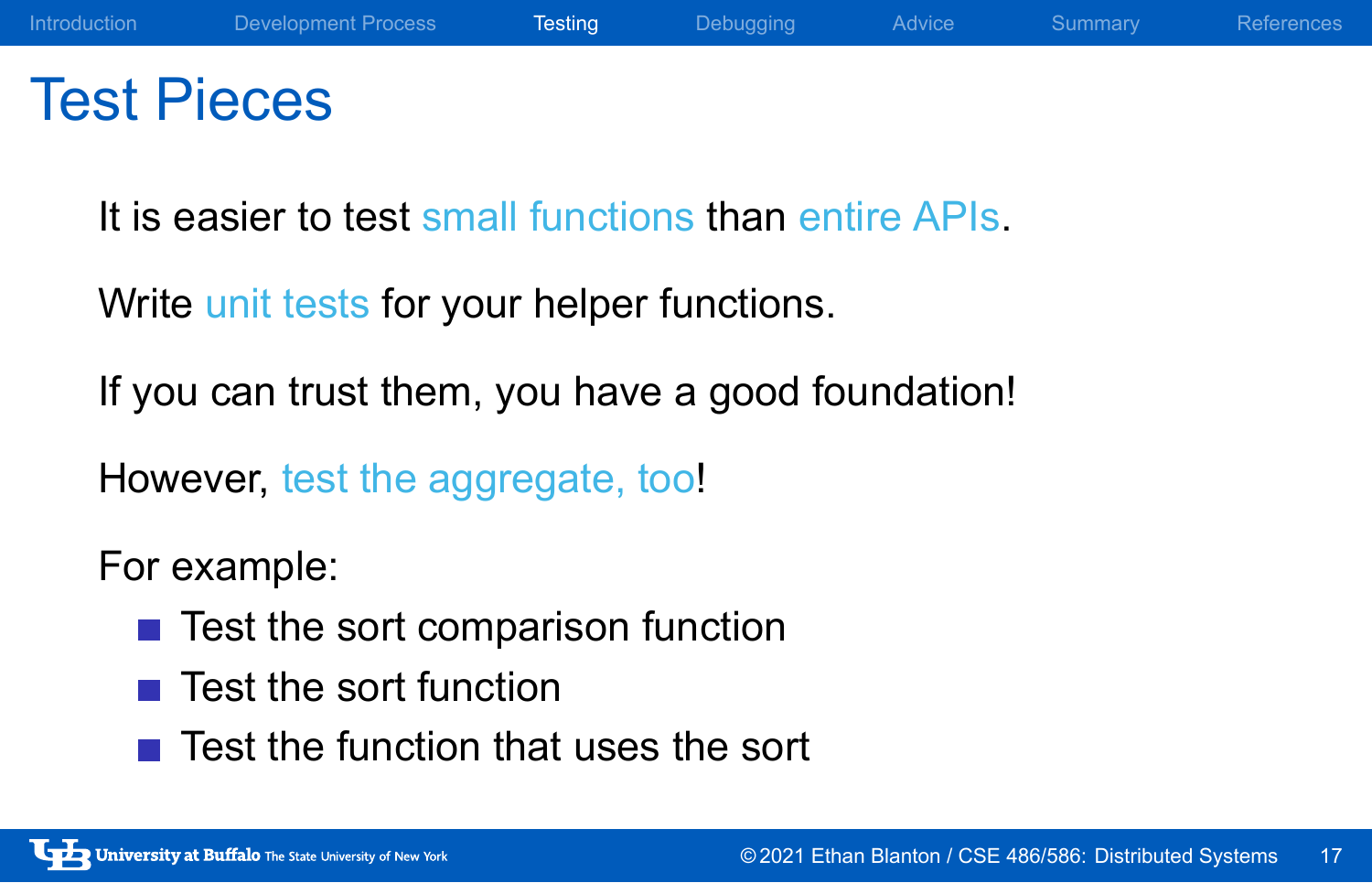# Test Pieces

It is easier to test small functions than entire APIs.

Write unit tests for your helper functions.

If you can trust them, you have a good foundation!

However, test the aggregate, too!

For example:

- Test the sort comparison function
- Test the sort function
- Test the function that uses the sort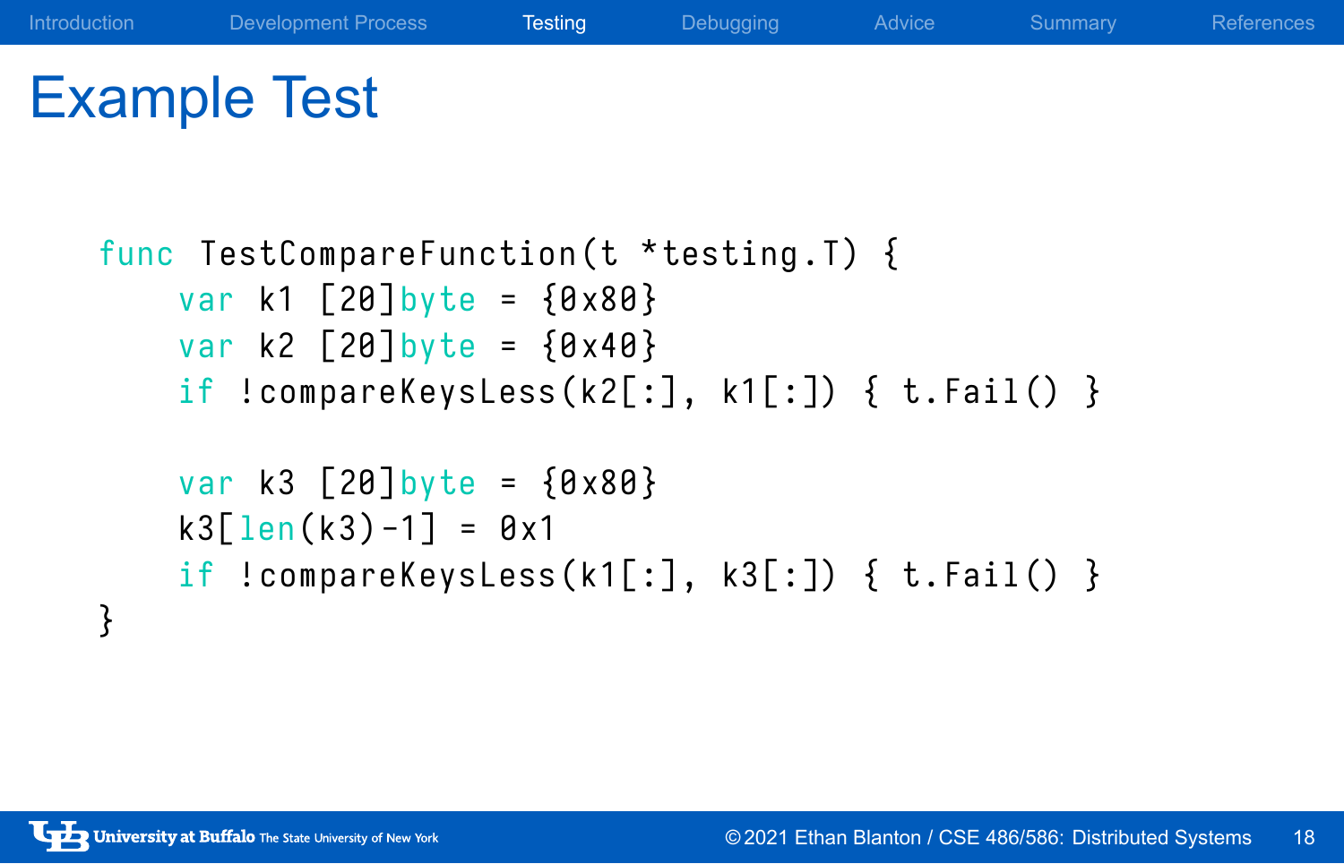# Example Test

```go
func TestCompareFunction(t *testing.T) {
    var k1 [20]byte = {0x80}
    var k2 [20]byte = {0x40}
    if !compareKeysLess(k2[:], k1[:]) { t.Fail() }

    var k3 [20]byte = {0x80}
    k3[len(k3)-1] = 0x1
    if !compareKeysLess(k1[:], k3[:]) { t.Fail() }
}
```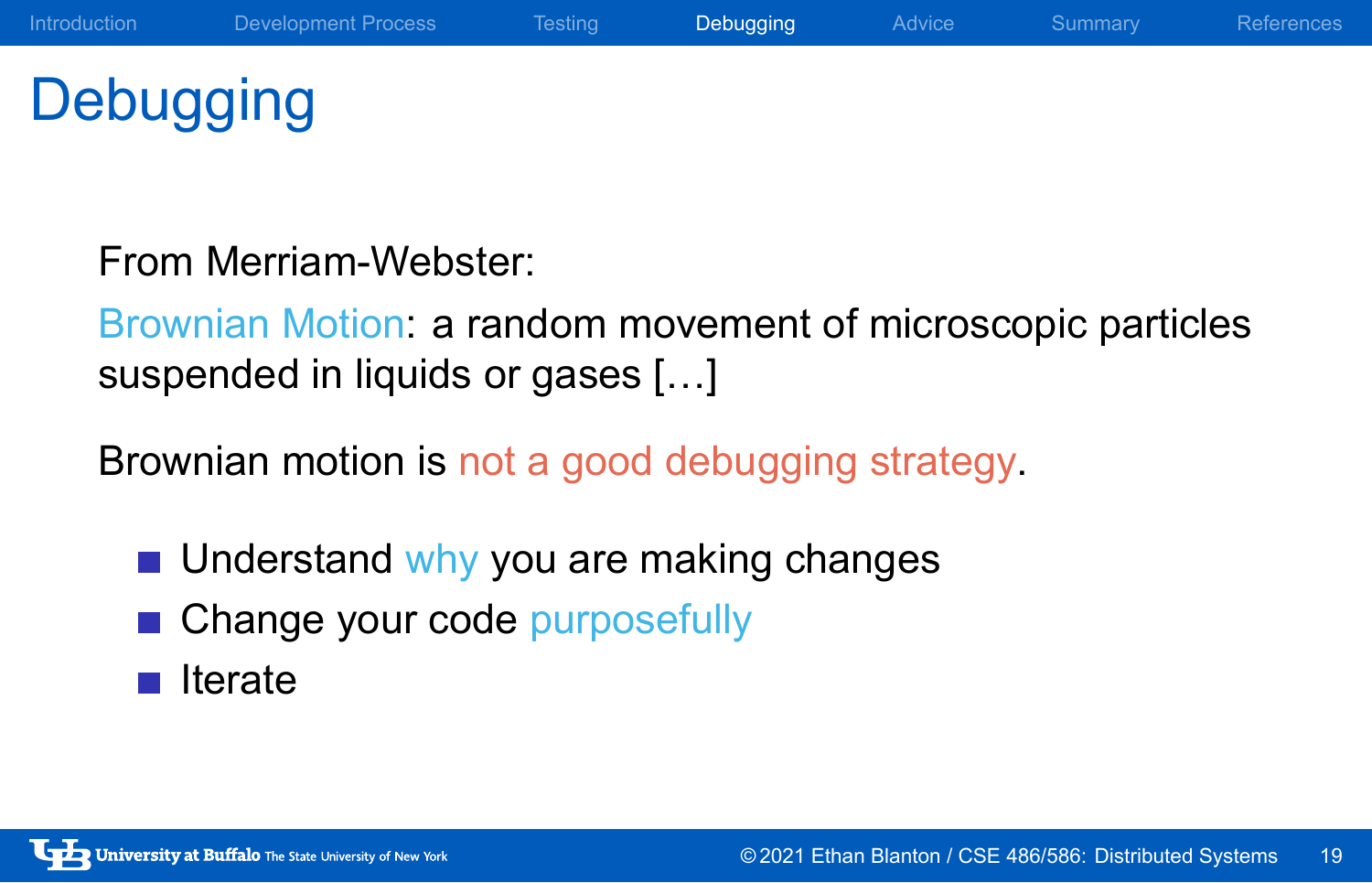# Debugging

From Merriam-Webster:

Brownian Motion: a random movement of microscopic particles suspended in liquids or gases […]

Brownian motion is not a good debugging strategy.

- Understand why you are making changes
- Change your code purposefully
- Iterate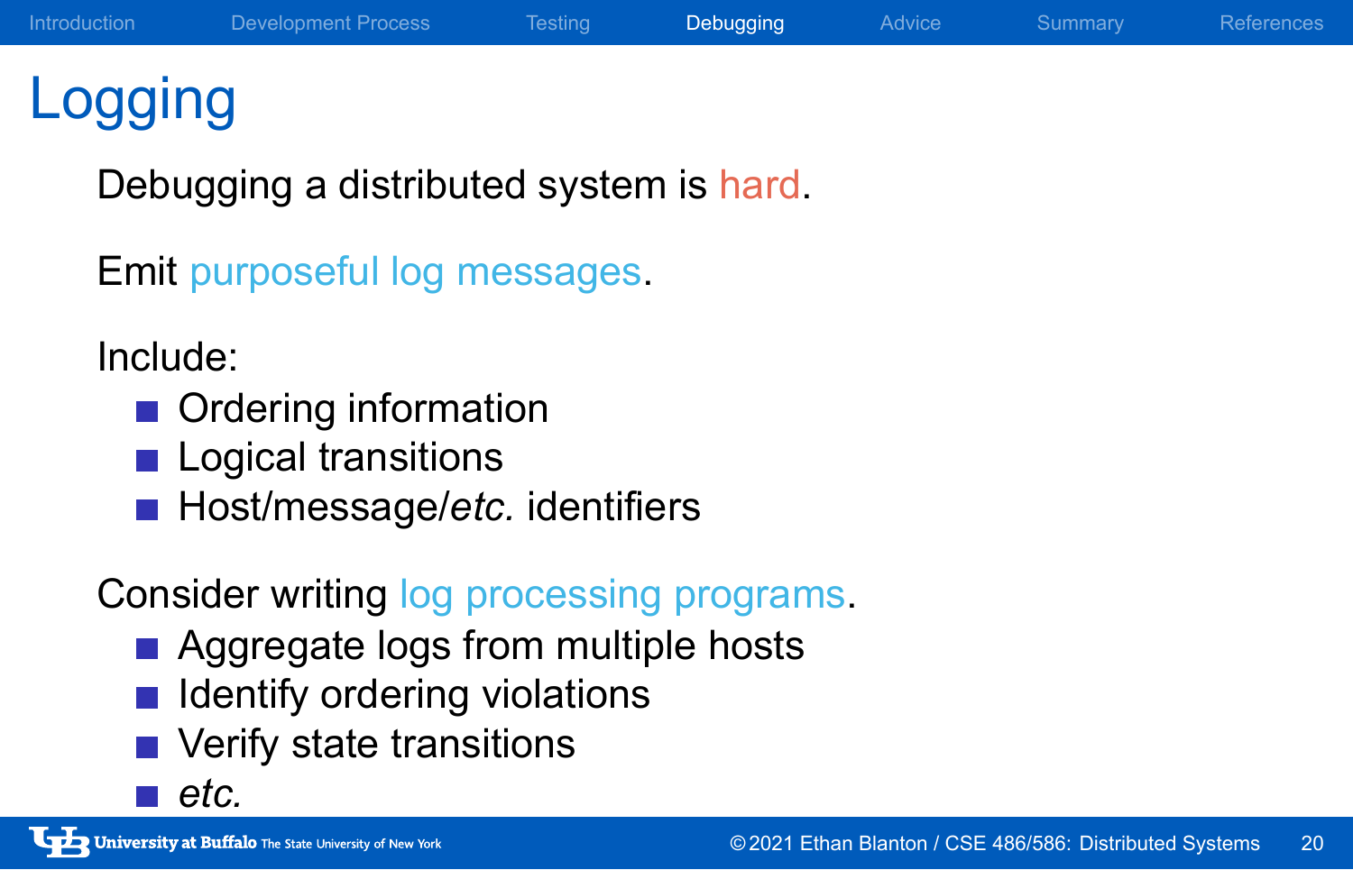# Logging

Debugging a distributed system is hard.

Emit purposeful log messages.

Include:

- Ordering information
- Logical transitions
- Host/message/*etc.* identifiers

Consider writing log processing programs.

- Aggregate logs from multiple hosts
- Identify ordering violations
- Verify state transitions
- *etc.*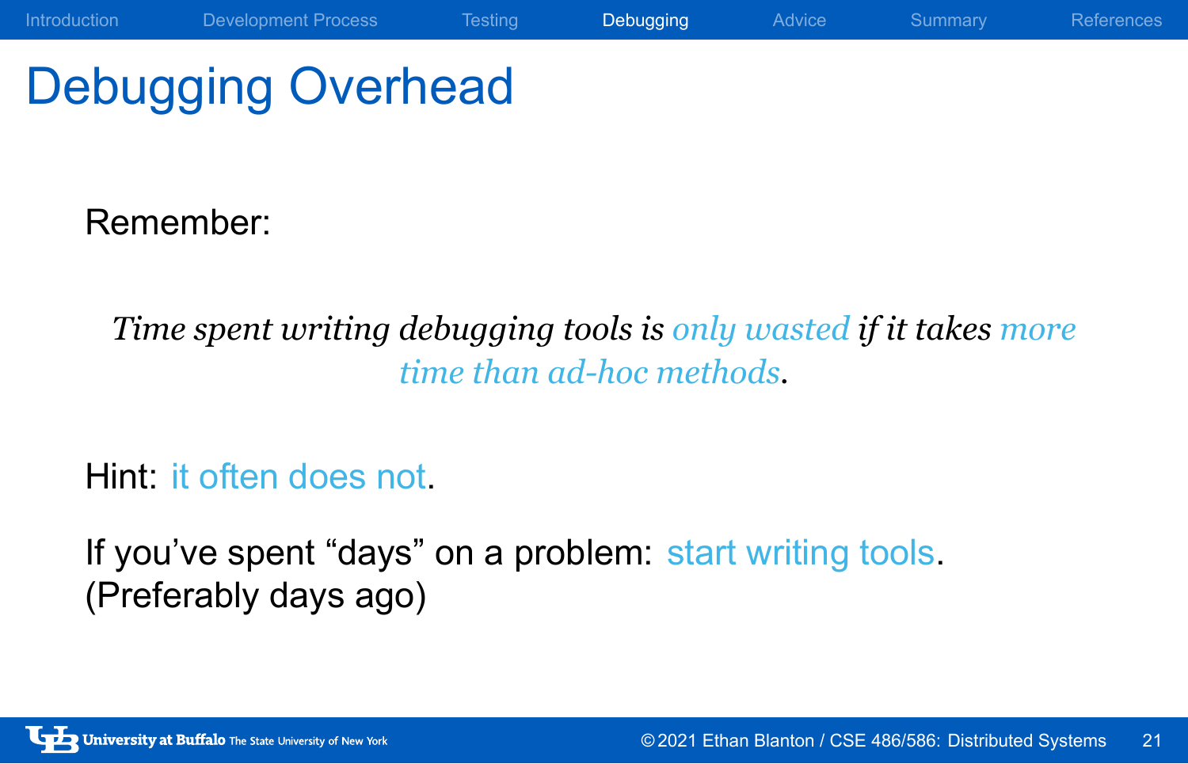# Debugging Overhead

Remember:

> *Time spent writing debugging tools is only wasted if it takes more time than ad-hoc methods.*

Hint: it often does not.

If you've spent "days" on a problem: start writing tools.
(Preferably days ago)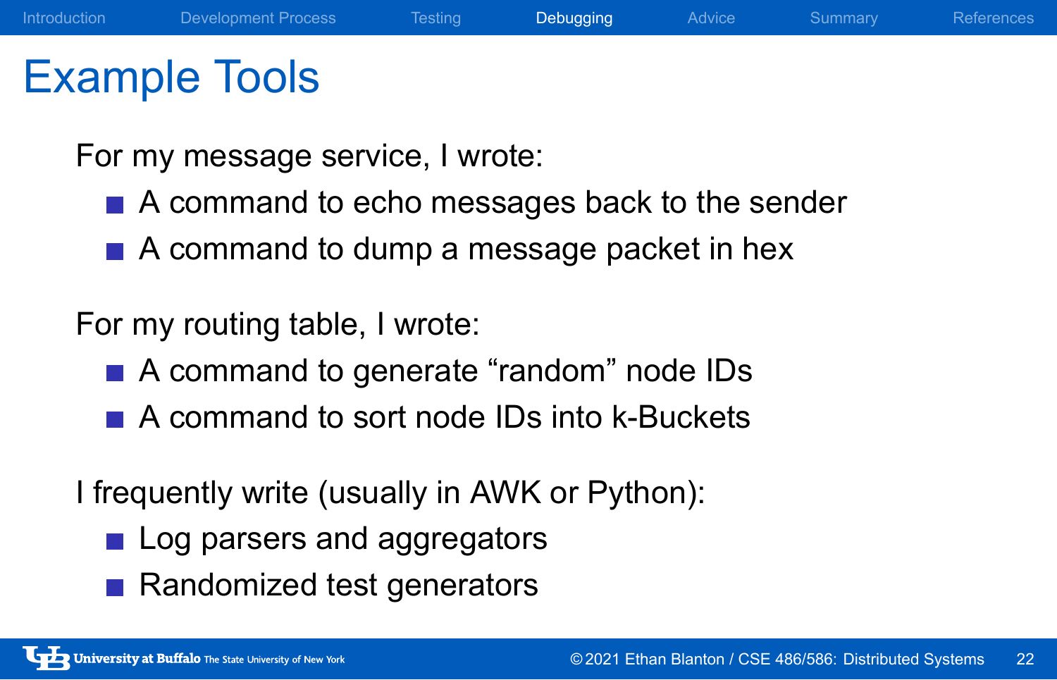# Example Tools

For my message service, I wrote:

- A command to echo messages back to the sender
- A command to dump a message packet in hex

For my routing table, I wrote:

- A command to generate “random” node IDs
- A command to sort node IDs into k-Buckets

I frequently write (usually in AWK or Python):

- Log parsers and aggregators
- Randomized test generators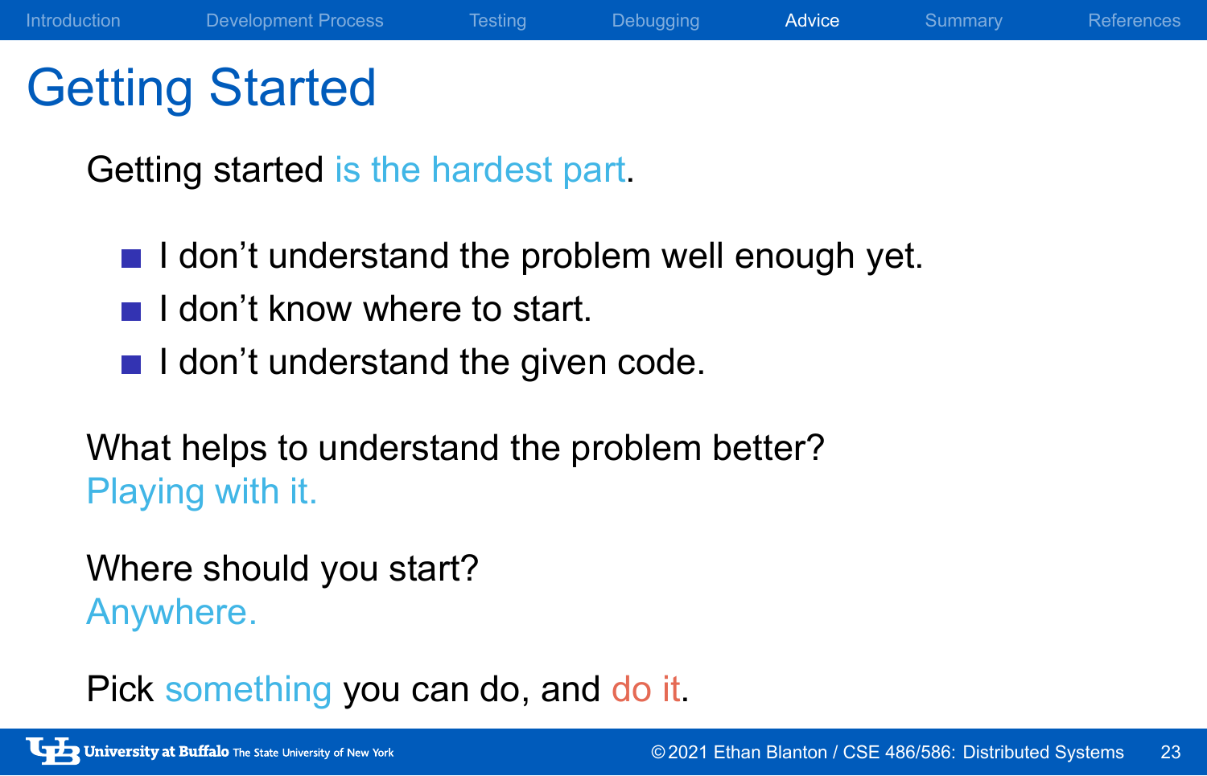# Getting Started

Getting started is the hardest part.

- I don't understand the problem well enough yet.
- I don't know where to start.
- I don't understand the given code.

What helps to understand the problem better?
Playing with it.

Where should you start?
Anywhere.

Pick something you can do, and do it.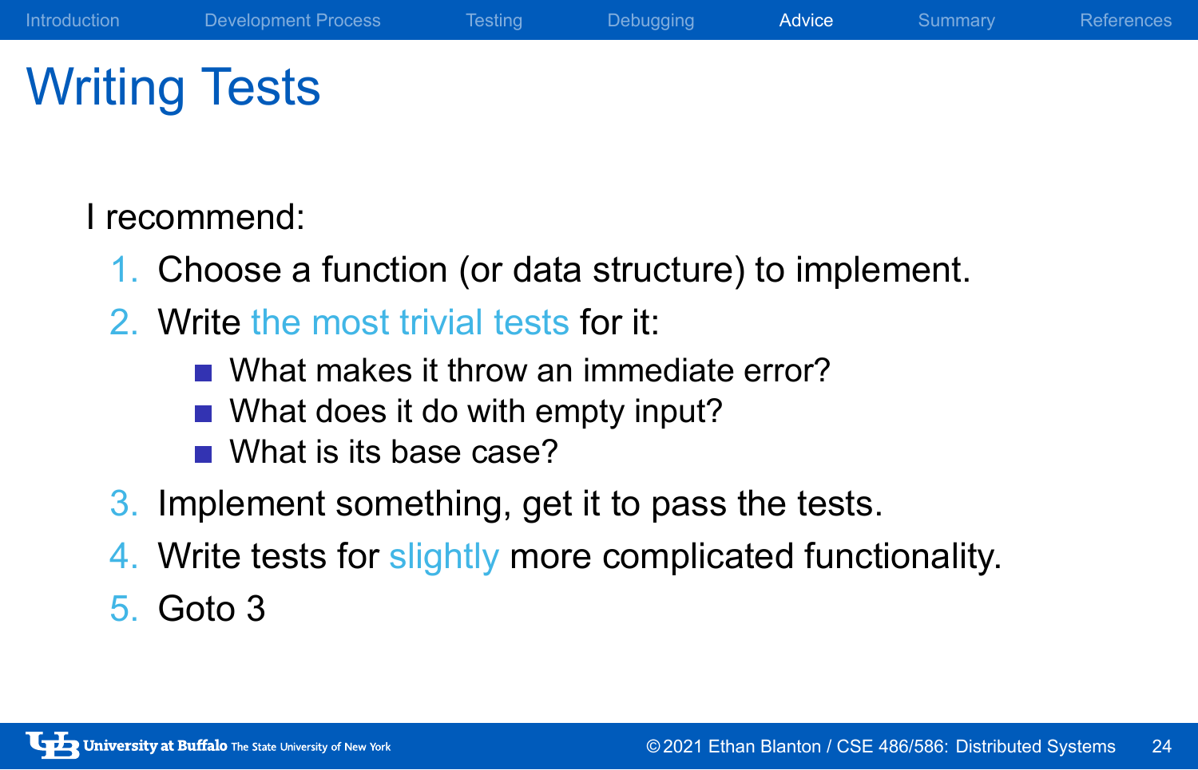# Writing Tests

I recommend:

1. Choose a function (or data structure) to implement.
2. Write the most trivial tests for it:
   - What makes it throw an immediate error?
   - What does it do with empty input?
   - What is its base case?
3. Implement something, get it to pass the tests.
4. Write tests for slightly more complicated functionality.
5. Goto 3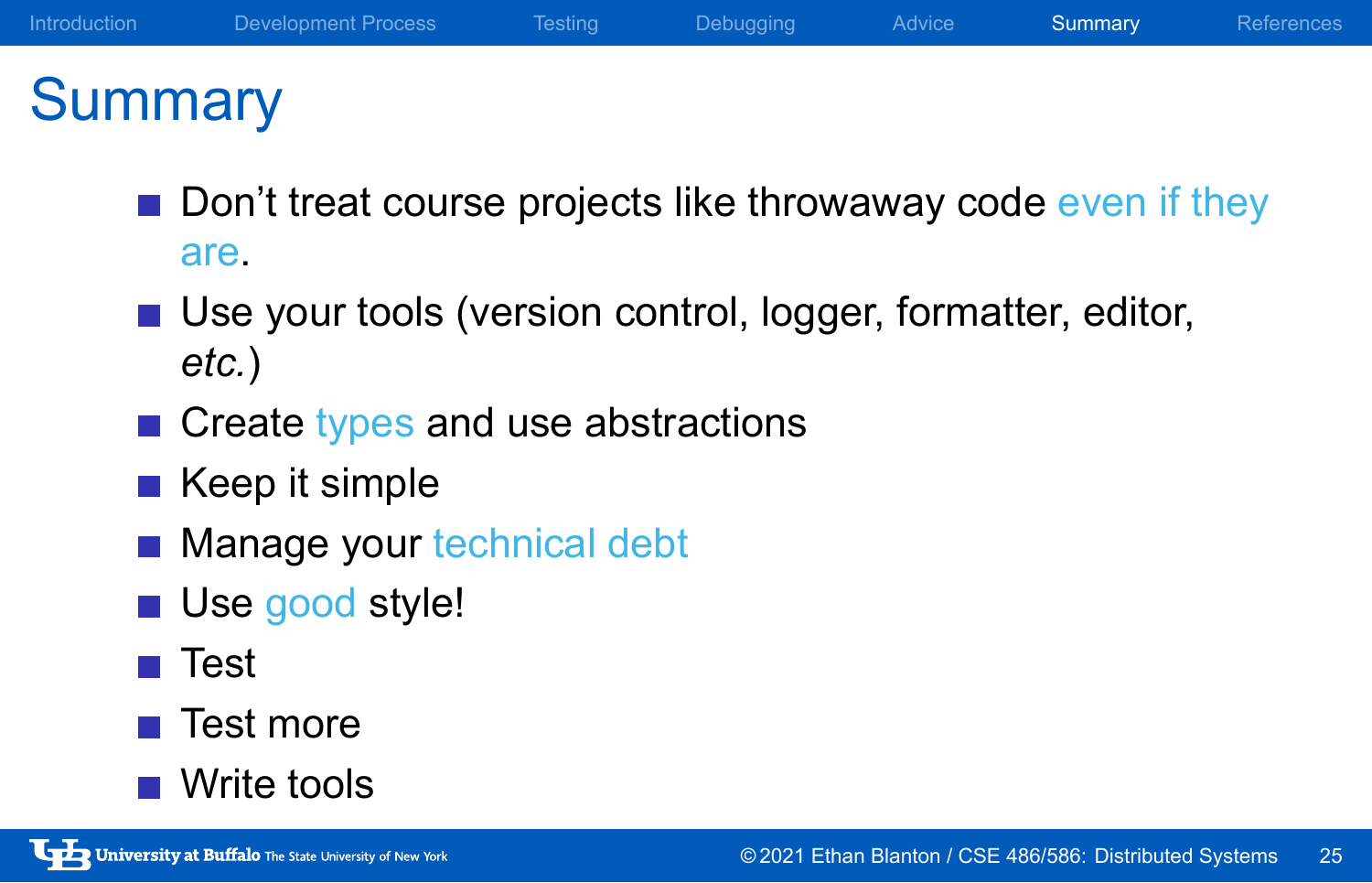# Summary

- Don't treat course projects like throwaway code even if they are.
- Use your tools (version control, logger, formatter, editor, *etc.*)
- Create types and use abstractions
- Keep it simple
- Manage your technical debt
- Use good style!
- Test
- Test more
- Write tools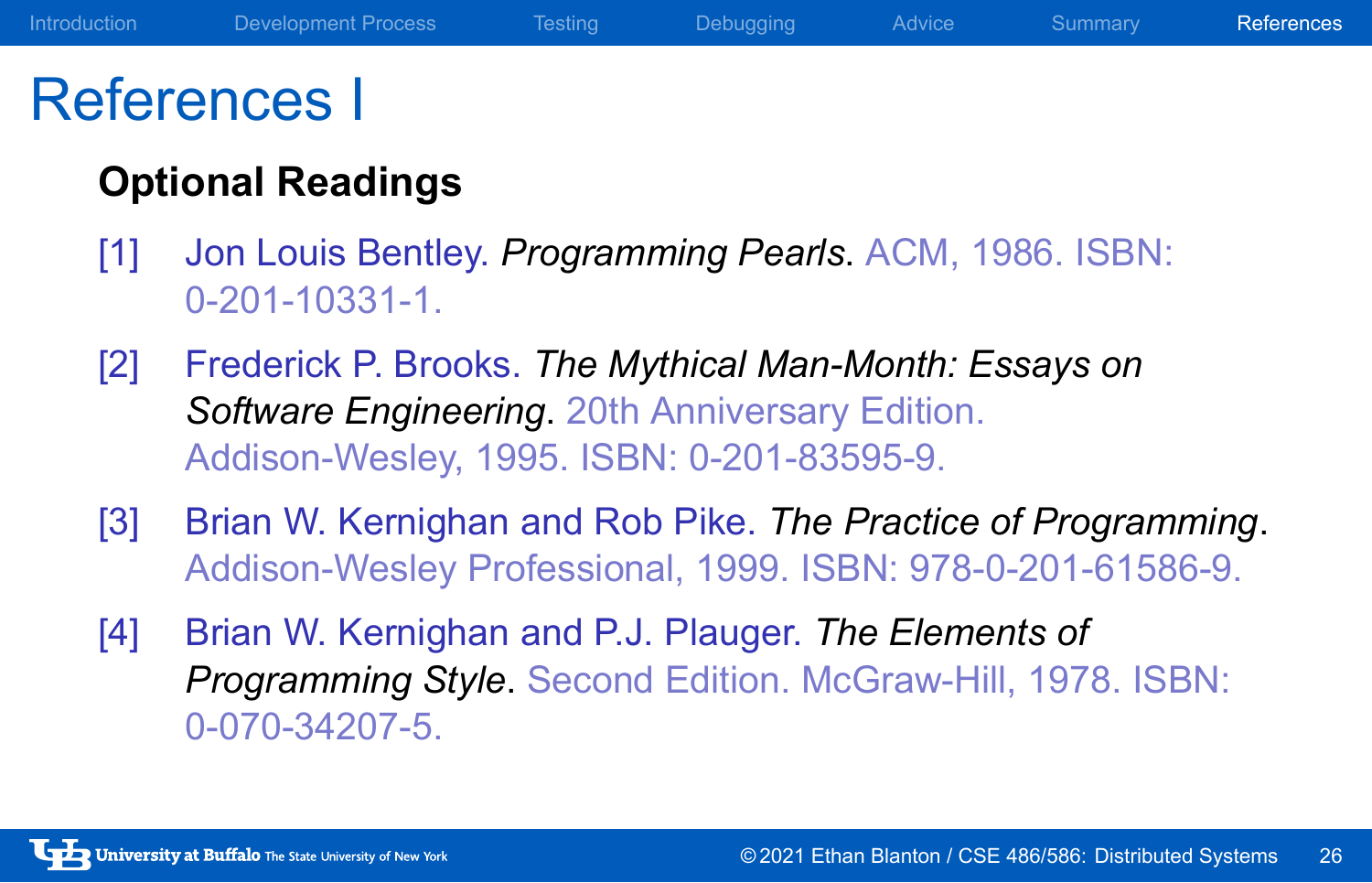# References I

**Optional Readings**

[1] Jon Louis Bentley. *Programming Pearls*. ACM, 1986. ISBN: 0-201-10331-1.

[2] Frederick P. Brooks. *The Mythical Man-Month: Essays on Software Engineering*. 20th Anniversary Edition. Addison-Wesley, 1995. ISBN: 0-201-83595-9.

[3] Brian W. Kernighan and Rob Pike. *The Practice of Programming*. Addison-Wesley Professional, 1999. ISBN: 978-0-201-61586-9.

[4] Brian W. Kernighan and P.J. Plauger. *The Elements of Programming Style*. Second Edition. McGraw-Hill, 1978. ISBN: 0-070-34207-5.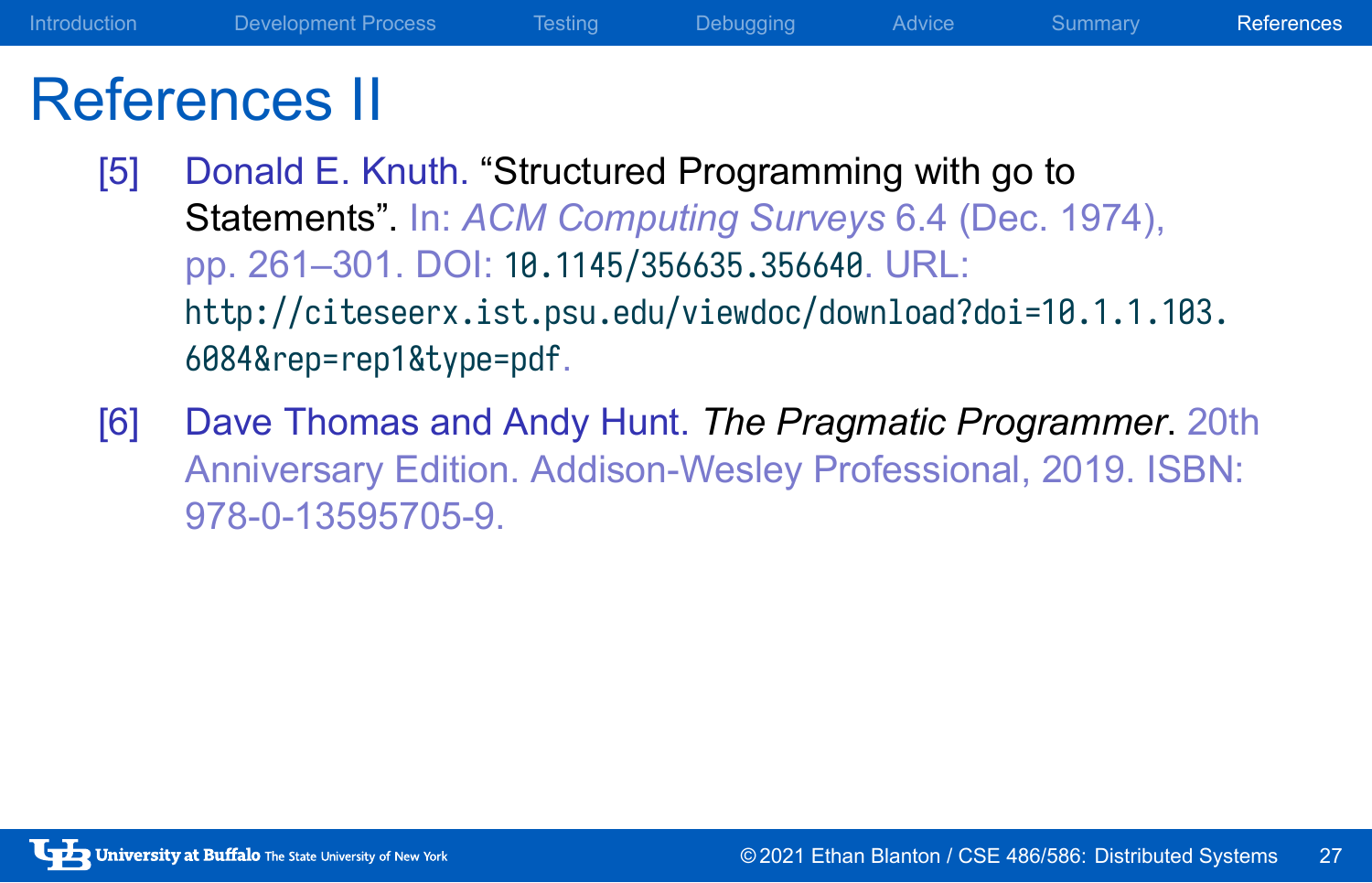# References II

[5] Donald E. Knuth. "Structured Programming with go to Statements". In: *ACM Computing Surveys* 6.4 (Dec. 1974), pp. 261–301. DOI: 10.1145/356635.356640. URL: http://citeseerx.ist.psu.edu/viewdoc/download?doi=10.1.1.103.6084&rep=rep1&type=pdf.

[6] Dave Thomas and Andy Hunt. *The Pragmatic Programmer*. 20th Anniversary Edition. Addison-Wesley Professional, 2019. ISBN: 978-0-13595705-9.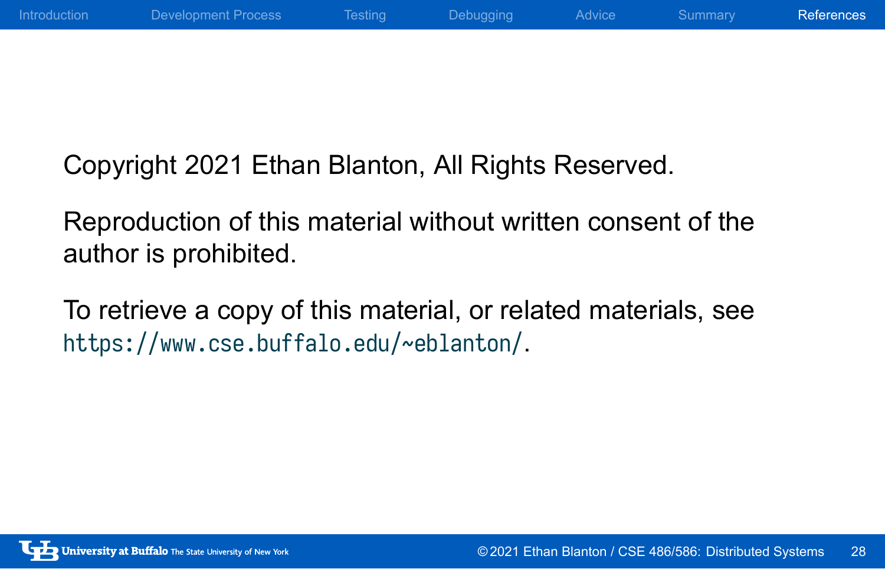Copyright 2021 Ethan Blanton, All Rights Reserved.

Reproduction of this material without written consent of the author is prohibited.

To retrieve a copy of this material, or related materials, see `https://www.cse.buffalo.edu/~eblanton/`.